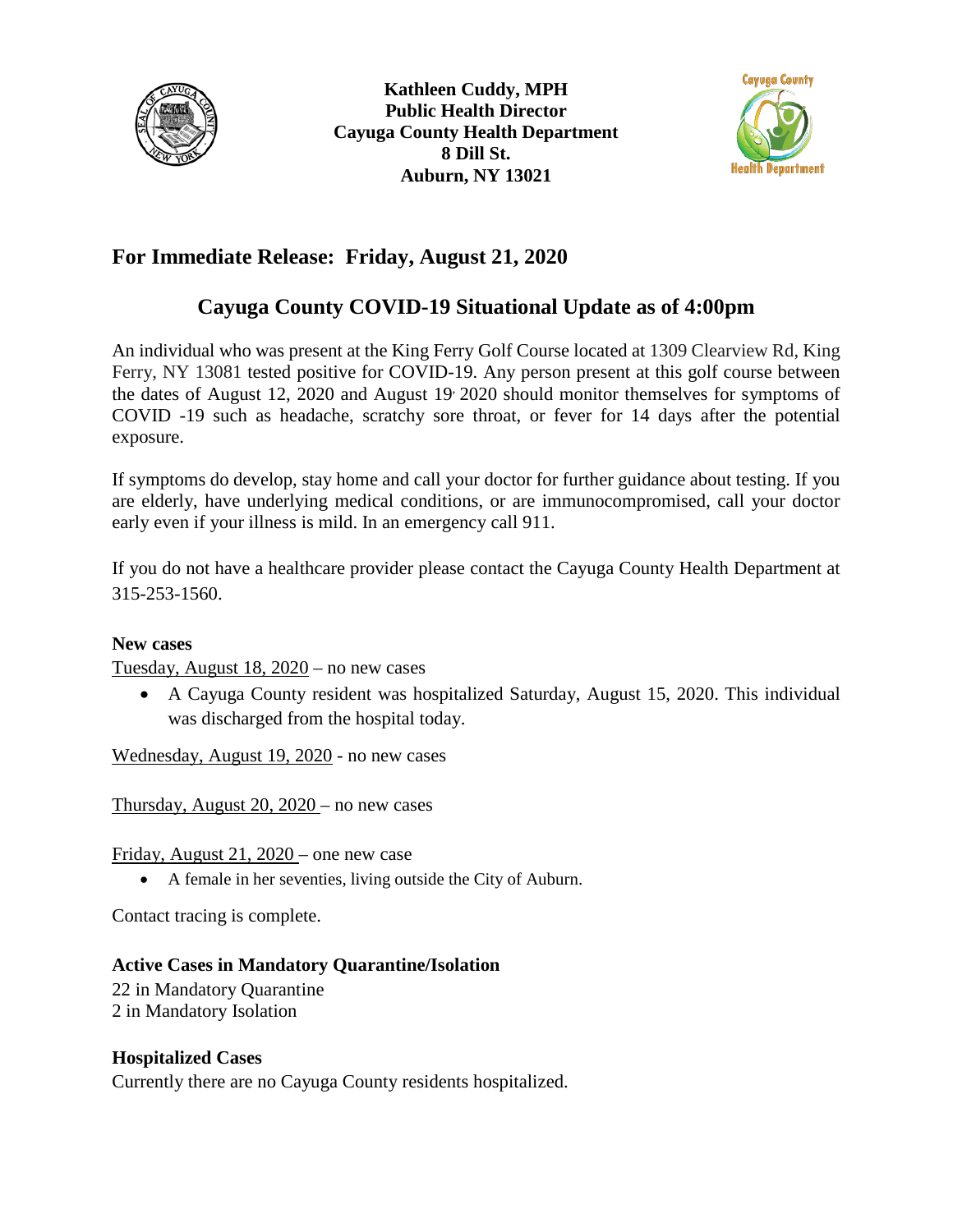**Kathleen Cuddy, MPH**
**Public Health Director**
**Cayuga County Health Department**
**8 Dill St.**
**Auburn, NY 13021**

## For Immediate Release: Friday, August 21, 2020

## Cayuga County COVID-19 Situational Update as of 4:00pm

An individual who was present at the King Ferry Golf Course located at 1309 Clearview Rd, King Ferry, NY 13081 tested positive for COVID-19. Any person present at this golf course between the dates of August 12, 2020 and August 19, 2020 should monitor themselves for symptoms of COVID -19 such as headache, scratchy sore throat, or fever for 14 days after the potential exposure.

If symptoms do develop, stay home and call your doctor for further guidance about testing. If you are elderly, have underlying medical conditions, or are immunocompromised, call your doctor early even if your illness is mild. In an emergency call 911.

If you do not have a healthcare provider please contact the Cayuga County Health Department at 315-253-1560.

**New cases**

Tuesday, August 18, 2020 – no new cases

- A Cayuga County resident was hospitalized Saturday, August 15, 2020. This individual was discharged from the hospital today.

Wednesday, August 19, 2020 - no new cases

Thursday, August 20, 2020 – no new cases

Friday, August 21, 2020 – one new case

- A female in her seventies, living outside the City of Auburn.

Contact tracing is complete.

**Active Cases in Mandatory Quarantine/Isolation**

22 in Mandatory Quarantine
2 in Mandatory Isolation

**Hospitalized Cases**

Currently there are no Cayuga County residents hospitalized.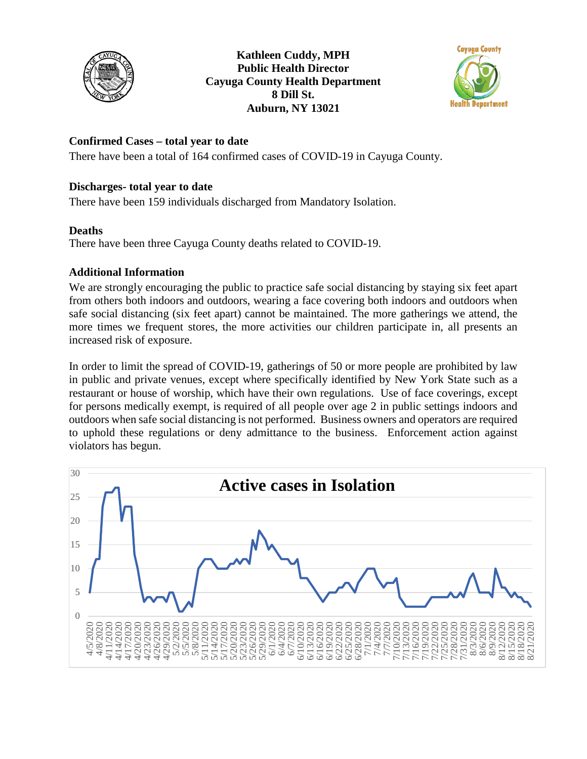**Kathleen Cuddy, MPH**
**Public Health Director**
**Cayuga County Health Department**
**8 Dill St.**
**Auburn, NY 13021**

Cayuga County
Health Department

### Confirmed Cases – total year to date

There have been a total of 164 confirmed cases of COVID-19 in Cayuga County.

### Discharges- total year to date

There have been 159 individuals discharged from Mandatory Isolation.

### Deaths

There have been three Cayuga County deaths related to COVID-19.

### Additional Information

We are strongly encouraging the public to practice safe social distancing by staying six feet apart from others both indoors and outdoors, wearing a face covering both indoors and outdoors when safe social distancing (six feet apart) cannot be maintained. The more gatherings we attend, the more times we frequent stores, the more activities our children participate in, all presents an increased risk of exposure.

In order to limit the spread of COVID-19, gatherings of 50 or more people are prohibited by law in public and private venues, except where specifically identified by New York State such as a restaurant or house of worship, which have their own regulations. Use of face coverings, except for persons medically exempt, is required of all people over age 2 in public settings indoors and outdoors when safe social distancing is not performed. Business owners and operators are required to uphold these regulations or deny admittance to the business. Enforcement action against violators has begun.

**Active cases in Isolation**

30
25
20
15
10
5
0

4/5/2020
4/8/2020
4/11/2020
4/14/2020
4/17/2020
4/20/2020
4/23/2020
4/26/2020
4/29/2020
5/2/2020
5/5/2020
5/8/2020
5/11/2020
5/14/2020
5/17/2020
5/20/2020
5/23/2020
5/26/2020
5/29/2020
6/1/2020
6/4/2020
6/7/2020
6/10/2020
6/13/2020
6/16/2020
6/19/2020
6/22/2020
6/25/2020
6/28/2020
7/1/2020
7/4/2020
7/7/2020
7/10/2020
7/13/2020
7/16/2020
7/19/2020
7/22/2020
7/25/2020
7/28/2020
7/31/2020
8/3/2020
8/6/2020
8/9/2020
8/12/2020
8/15/2020
8/18/2020
8/21/2020